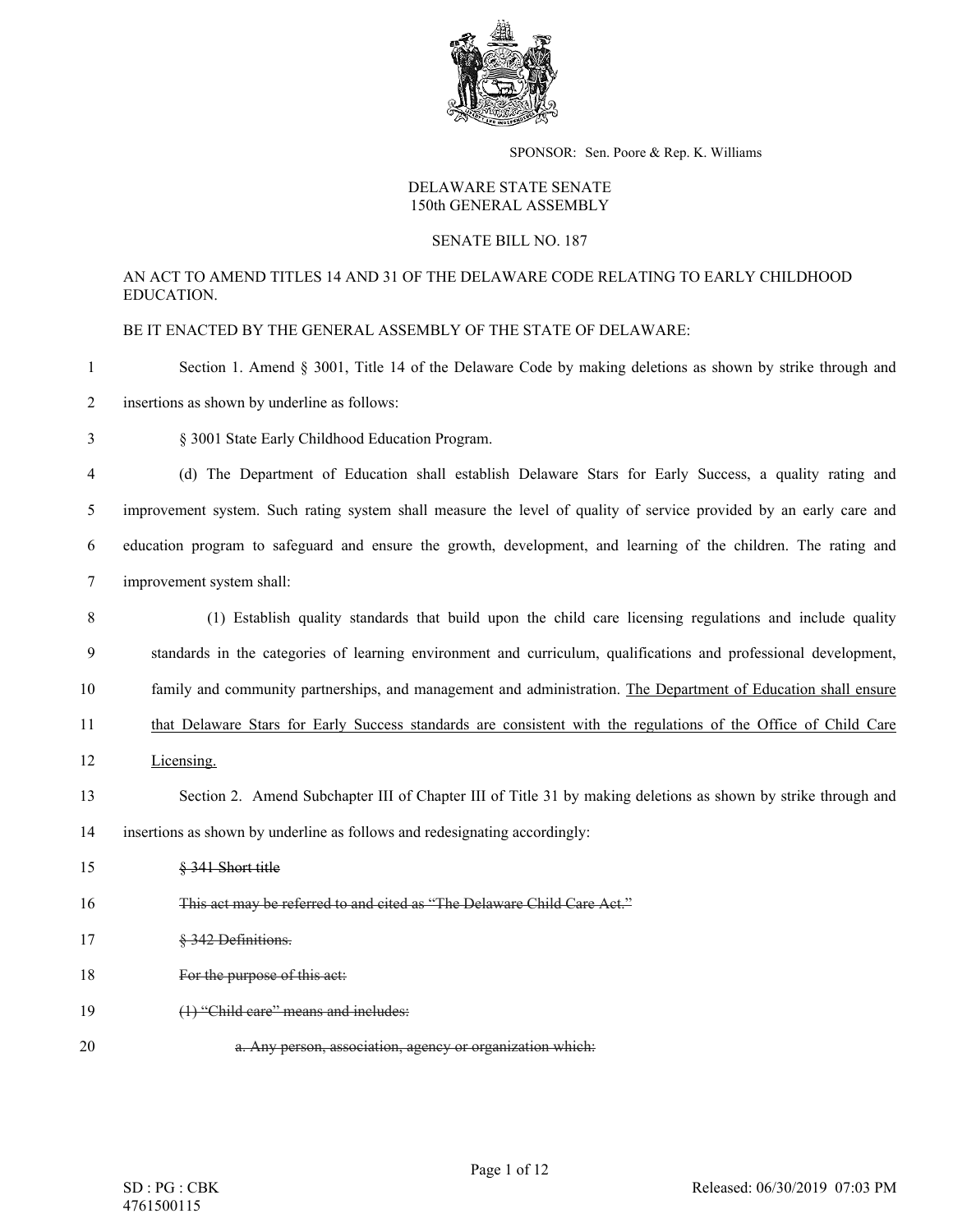SPONSOR: Sen. Poore & Rep. K. Williams

DELAWARE STATE SENATE
150th GENERAL ASSEMBLY

SENATE BILL NO. 187

AN ACT TO AMEND TITLES 14 AND 31 OF THE DELAWARE CODE RELATING TO EARLY CHILDHOOD EDUCATION.

BE IT ENACTED BY THE GENERAL ASSEMBLY OF THE STATE OF DELAWARE:

Section 1. Amend § 3001, Title 14 of the Delaware Code by making deletions as shown by strike through and insertions as shown by underline as follows:

§ 3001 State Early Childhood Education Program.

(d) The Department of Education shall establish Delaware Stars for Early Success, a quality rating and improvement system. Such rating system shall measure the level of quality of service provided by an early care and education program to safeguard and ensure the growth, development, and learning of the children. The rating and improvement system shall:

(1) Establish quality standards that build upon the child care licensing regulations and include quality standards in the categories of learning environment and curriculum, qualifications and professional development, family and community partnerships, and management and administration. <u>The Department of Education shall ensure that Delaware Stars for Early Success standards are consistent with the regulations of the Office of Child Care Licensing.</u>

Section 2. Amend Subchapter III of Chapter III of Title 31 by making deletions as shown by strike through and insertions as shown by underline as follows and redesignating accordingly:

~~§ 341 Short title~~

~~This act may be referred to and cited as "The Delaware Child Care Act."~~

~~§ 342 Definitions.~~

~~For the purpose of this act:~~

~~(1) "Child care" means and includes:~~

~~a. Any person, association, agency or organization which:~~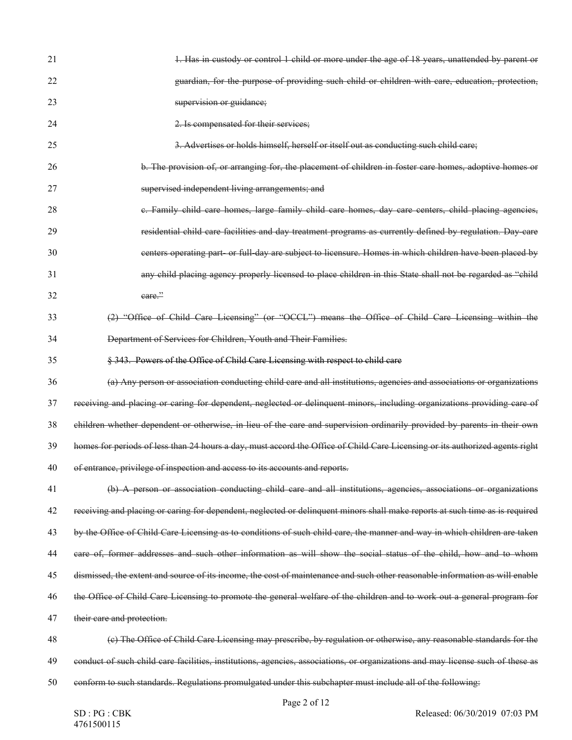~~1. Has in custody or control 1 child or more under the age of 18 years, unattended by parent or guardian, for the purpose of providing such child or children with care, education, protection, supervision or guidance;~~

~~2. Is compensated for their services;~~

~~3. Advertises or holds himself, herself or itself out as conducting such child care;~~

~~b. The provision of, or arranging for, the placement of children in foster care homes, adoptive homes or supervised independent living arrangements; and~~

~~c. Family child care homes, large family child care homes, day care centers, child placing agencies, residential child care facilities and day treatment programs as currently defined by regulation. Day care centers operating part- or full-day are subject to licensure. Homes in which children have been placed by any child placing agency properly licensed to place children in this State shall not be regarded as "child care."~~

~~(2) "Office of Child Care Licensing" (or "OCCL") means the Office of Child Care Licensing within the Department of Services for Children, Youth and Their Families.~~

~~§ 343. Powers of the Office of Child Care Licensing with respect to child care~~

~~(a) Any person or association conducting child care and all institutions, agencies and associations or organizations receiving and placing or caring for dependent, neglected or delinquent minors, including organizations providing care of children whether dependent or otherwise, in lieu of the care and supervision ordinarily provided by parents in their own homes for periods of less than 24 hours a day, must accord the Office of Child Care Licensing or its authorized agents right of entrance, privilege of inspection and access to its accounts and reports.~~

~~(b) A person or association conducting child care and all institutions, agencies, associations or organizations receiving and placing or caring for dependent, neglected or delinquent minors shall make reports at such time as is required by the Office of Child Care Licensing as to conditions of such child care, the manner and way in which children are taken care of, former addresses and such other information as will show the social status of the child, how and to whom dismissed, the extent and source of its income, the cost of maintenance and such other reasonable information as will enable the Office of Child Care Licensing to promote the general welfare of the children and to work out a general program for their care and protection.~~

~~(c) The Office of Child Care Licensing may prescribe, by regulation or otherwise, any reasonable standards for the conduct of such child care facilities, institutions, agencies, associations, or organizations and may license such of these as conform to such standards. Regulations promulgated under this subchapter must include all of the following:~~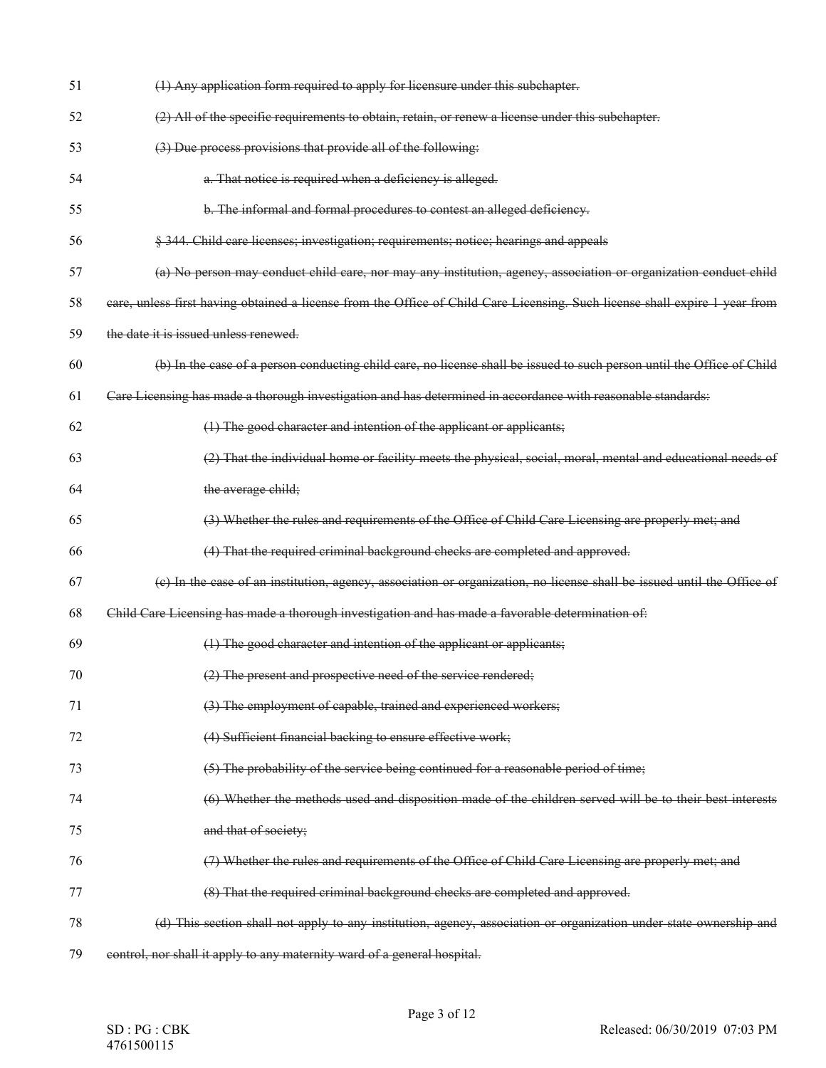~~(1) Any application form required to apply for licensure under this subchapter.~~

~~(2) All of the specific requirements to obtain, retain, or renew a license under this subchapter.~~

~~(3) Due process provisions that provide all of the following:~~

~~a. That notice is required when a deficiency is alleged.~~

~~b. The informal and formal procedures to contest an alleged deficiency.~~

~~§ 344. Child care licenses; investigation; requirements; notice; hearings and appeals~~

~~(a) No person may conduct child care, nor may any institution, agency, association or organization conduct child care, unless first having obtained a license from the Office of Child Care Licensing. Such license shall expire 1 year from the date it is issued unless renewed.~~

~~(b) In the case of a person conducting child care, no license shall be issued to such person until the Office of Child Care Licensing has made a thorough investigation and has determined in accordance with reasonable standards:~~

~~(1) The good character and intention of the applicant or applicants;~~

~~(2) That the individual home or facility meets the physical, social, moral, mental and educational needs of the average child;~~

~~(3) Whether the rules and requirements of the Office of Child Care Licensing are properly met; and~~

~~(4) That the required criminal background checks are completed and approved.~~

~~(c) In the case of an institution, agency, association or organization, no license shall be issued until the Office of Child Care Licensing has made a thorough investigation and has made a favorable determination of:~~

~~(1) The good character and intention of the applicant or applicants;~~

~~(2) The present and prospective need of the service rendered;~~

~~(3) The employment of capable, trained and experienced workers;~~

~~(4) Sufficient financial backing to ensure effective work;~~

~~(5) The probability of the service being continued for a reasonable period of time;~~

~~(6) Whether the methods used and disposition made of the children served will be to their best interests and that of society;~~

~~(7) Whether the rules and requirements of the Office of Child Care Licensing are properly met; and~~

~~(8) That the required criminal background checks are completed and approved.~~

~~(d) This section shall not apply to any institution, agency, association or organization under state ownership and control, nor shall it apply to any maternity ward of a general hospital.~~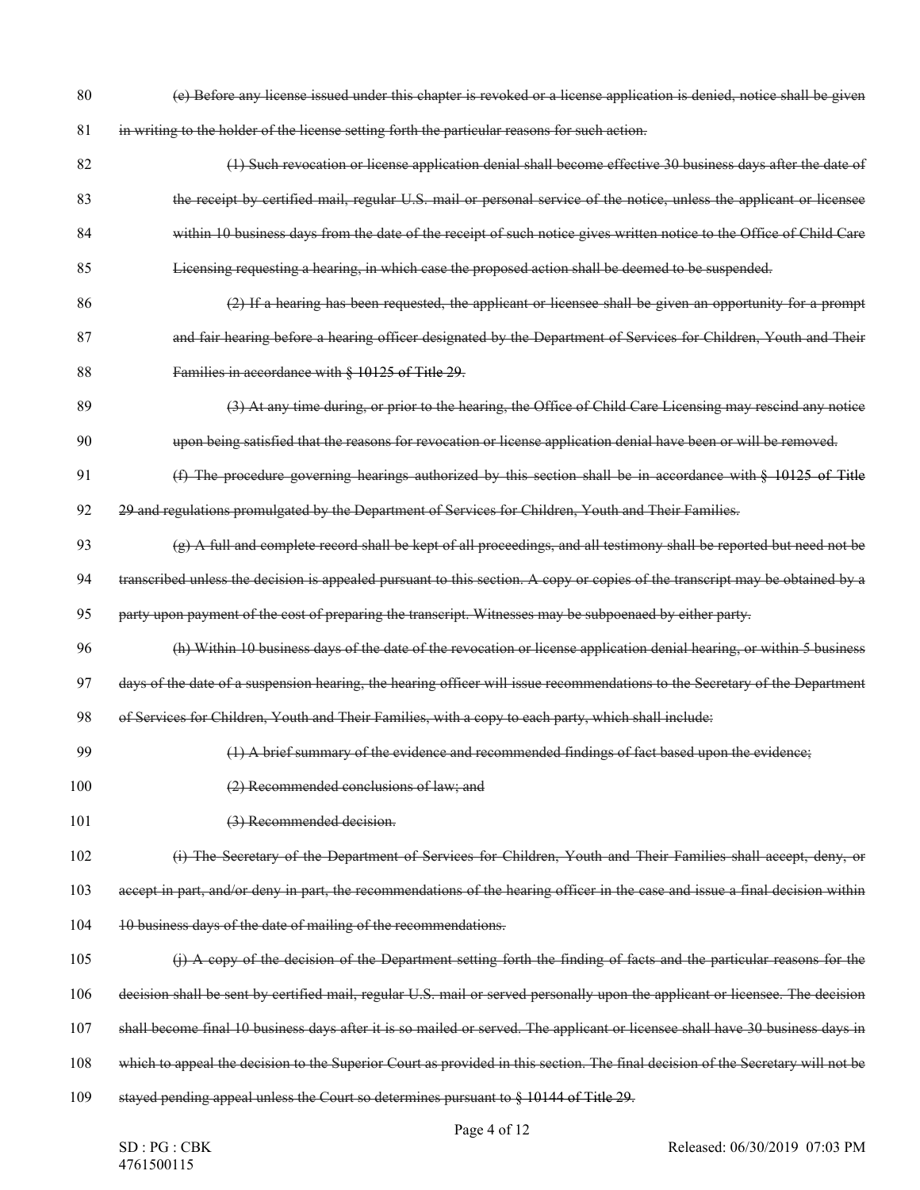~~(e) Before any license issued under this chapter is revoked or a license application is denied, notice shall be given in writing to the holder of the license setting forth the particular reasons for such action.~~

~~(1) Such revocation or license application denial shall become effective 30 business days after the date of the receipt by certified mail, regular U.S. mail or personal service of the notice, unless the applicant or licensee within 10 business days from the date of the receipt of such notice gives written notice to the Office of Child Care Licensing requesting a hearing, in which case the proposed action shall be deemed to be suspended.~~

~~(2) If a hearing has been requested, the applicant or licensee shall be given an opportunity for a prompt and fair hearing before a hearing officer designated by the Department of Services for Children, Youth and Their Families in accordance with § 10125 of Title 29.~~

~~(3) At any time during, or prior to the hearing, the Office of Child Care Licensing may rescind any notice upon being satisfied that the reasons for revocation or license application denial have been or will be removed.~~

~~(f) The procedure governing hearings authorized by this section shall be in accordance with § 10125 of Title 29 and regulations promulgated by the Department of Services for Children, Youth and Their Families.~~

~~(g) A full and complete record shall be kept of all proceedings, and all testimony shall be reported but need not be transcribed unless the decision is appealed pursuant to this section. A copy or copies of the transcript may be obtained by a party upon payment of the cost of preparing the transcript. Witnesses may be subpoenaed by either party.~~

~~(h) Within 10 business days of the date of the revocation or license application denial hearing, or within 5 business days of the date of a suspension hearing, the hearing officer will issue recommendations to the Secretary of the Department of Services for Children, Youth and Their Families, with a copy to each party, which shall include:~~

~~(1) A brief summary of the evidence and recommended findings of fact based upon the evidence;~~

~~(2) Recommended conclusions of law; and~~

~~(3) Recommended decision.~~

~~(i) The Secretary of the Department of Services for Children, Youth and Their Families shall accept, deny, or accept in part, and/or deny in part, the recommendations of the hearing officer in the case and issue a final decision within 10 business days of the date of mailing of the recommendations.~~

~~(j) A copy of the decision of the Department setting forth the finding of facts and the particular reasons for the decision shall be sent by certified mail, regular U.S. mail or served personally upon the applicant or licensee. The decision shall become final 10 business days after it is so mailed or served. The applicant or licensee shall have 30 business days in which to appeal the decision to the Superior Court as provided in this section. The final decision of the Secretary will not be stayed pending appeal unless the Court so determines pursuant to § 10144 of Title 29.~~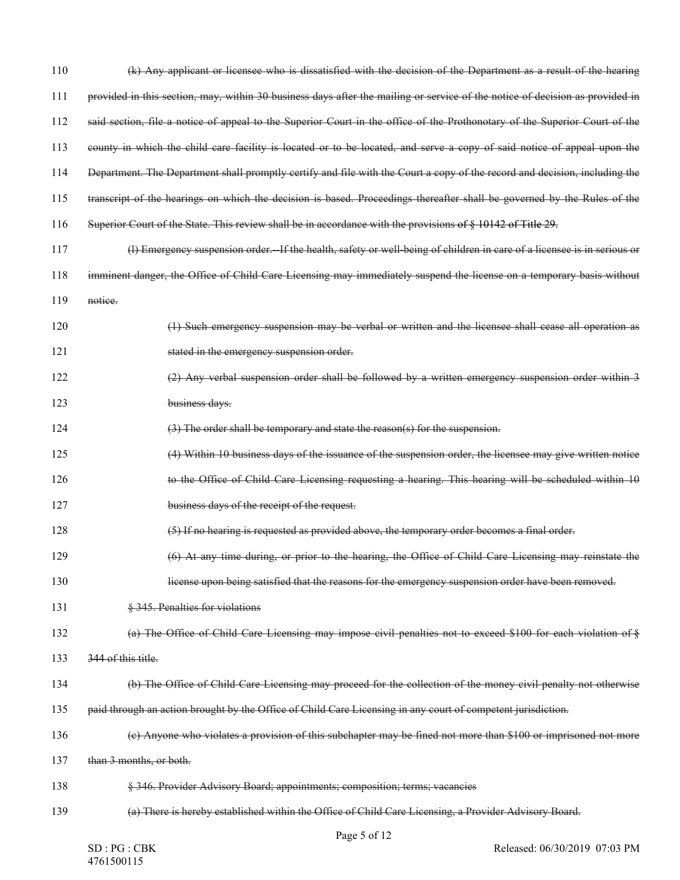110 ~~(k) Any applicant or licensee who is dissatisfied with the decision of the Department as a result of the hearing~~

111 ~~provided in this section, may, within 30 business days after the mailing or service of the notice of decision as provided in~~

112 ~~said section, file a notice of appeal to the Superior Court in the office of the Prothonotary of the Superior Court of the~~

113 ~~county in which the child care facility is located or to be located, and serve a copy of said notice of appeal upon the~~

114 ~~Department. The Department shall promptly certify and file with the Court a copy of the record and decision, including the~~

115 ~~transcript of the hearings on which the decision is based. Proceedings thereafter shall be governed by the Rules of the~~

116 ~~Superior Court of the State. This review shall be in accordance with the provisions of § 10142 of Title 29.~~

117 ~~(l) Emergency suspension order.--If the health, safety or well-being of children in care of a licensee is in serious or~~

118 ~~imminent danger, the Office of Child Care Licensing may immediately suspend the license on a temporary basis without~~

119 ~~notice.~~

120 ~~(1) Such emergency suspension may be verbal or written and the licensee shall cease all operation as~~

121 ~~stated in the emergency suspension order.~~

122 ~~(2) Any verbal suspension order shall be followed by a written emergency suspension order within 3~~

123 ~~business days.~~

124 ~~(3) The order shall be temporary and state the reason(s) for the suspension.~~

125 ~~(4) Within 10 business days of the issuance of the suspension order, the licensee may give written notice~~

126 ~~to the Office of Child Care Licensing requesting a hearing. This hearing will be scheduled within 10~~

127 ~~business days of the receipt of the request.~~

128 ~~(5) If no hearing is requested as provided above, the temporary order becomes a final order.~~

129 ~~(6) At any time during, or prior to the hearing, the Office of Child Care Licensing may reinstate the~~

130 ~~license upon being satisfied that the reasons for the emergency suspension order have been removed.~~

131 ~~§ 345. Penalties for violations~~

132 ~~(a) The Office of Child Care Licensing may impose civil penalties not to exceed $100 for each violation of §~~

133 ~~344 of this title.~~

134 ~~(b) The Office of Child Care Licensing may proceed for the collection of the money civil penalty not otherwise~~

135 ~~paid through an action brought by the Office of Child Care Licensing in any court of competent jurisdiction.~~

136 ~~(c) Anyone who violates a provision of this subchapter may be fined not more than $100 or imprisoned not more~~

137 ~~than 3 months, or both.~~

138 ~~§ 346. Provider Advisory Board; appointments; composition; terms; vacancies~~

139 ~~(a) There is hereby established within the Office of Child Care Licensing, a Provider Advisory Board.~~

SD : PG : CBK
4761500115

Released: 06/30/2019 07:03 PM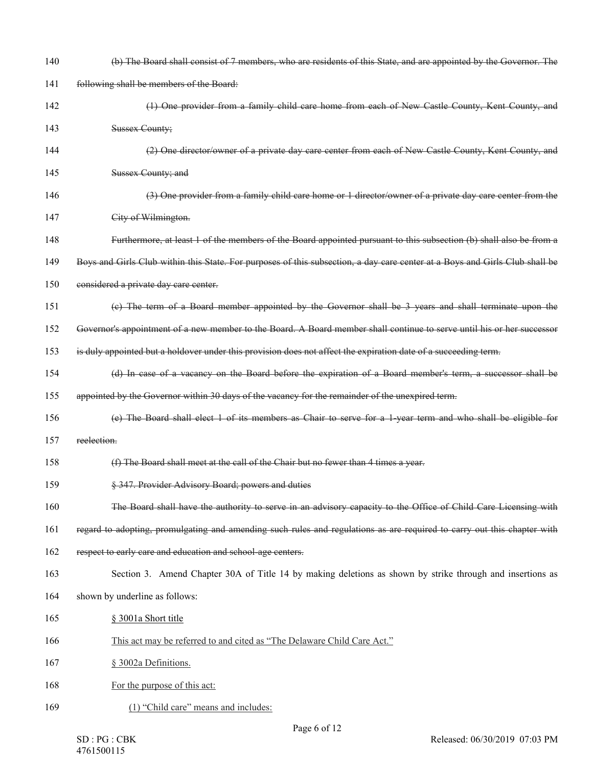140 ~~(b) The Board shall consist of 7 members, who are residents of this State, and are appointed by the Governor. The~~

141 ~~following shall be members of the Board:~~

142 ~~(1) One provider from a family child care home from each of New Castle County, Kent County, and~~

143 ~~Sussex County;~~

144 ~~(2) One director/owner of a private day care center from each of New Castle County, Kent County, and~~

145 ~~Sussex County; and~~

146 ~~(3) One provider from a family child care home or 1 director/owner of a private day care center from the~~

147 ~~City of Wilmington.~~

148 ~~Furthermore, at least 1 of the members of the Board appointed pursuant to this subsection (b) shall also be from a~~

149 ~~Boys and Girls Club within this State. For purposes of this subsection, a day care center at a Boys and Girls Club shall be~~

150 ~~considered a private day care center.~~

151 ~~(c) The term of a Board member appointed by the Governor shall be 3 years and shall terminate upon the~~

152 ~~Governor's appointment of a new member to the Board. A Board member shall continue to serve until his or her successor~~

153 ~~is duly appointed but a holdover under this provision does not affect the expiration date of a succeeding term.~~

154 ~~(d) In case of a vacancy on the Board before the expiration of a Board member's term, a successor shall be~~

155 ~~appointed by the Governor within 30 days of the vacancy for the remainder of the unexpired term.~~

156 ~~(e) The Board shall elect 1 of its members as Chair to serve for a 1-year term and who shall be eligible for~~

157 ~~reelection.~~

158 ~~(f) The Board shall meet at the call of the Chair but no fewer than 4 times a year.~~

159 ~~§ 347. Provider Advisory Board; powers and duties~~

160 ~~The Board shall have the authority to serve in an advisory capacity to the Office of Child Care Licensing with~~

161 ~~regard to adopting, promulgating and amending such rules and regulations as are required to carry out this chapter with~~

162 ~~respect to early care and education and school-age centers.~~

163 Section 3. Amend Chapter 30A of Title 14 by making deletions as shown by strike through and insertions as

164 shown by underline as follows:

165 <u>§ 3001a Short title</u>

166 <u>This act may be referred to and cited as "The Delaware Child Care Act."</u>

167 <u>§ 3002a Definitions.</u>

168 <u>For the purpose of this act:</u>

169 <u>(1) "Child care" means and includes:</u>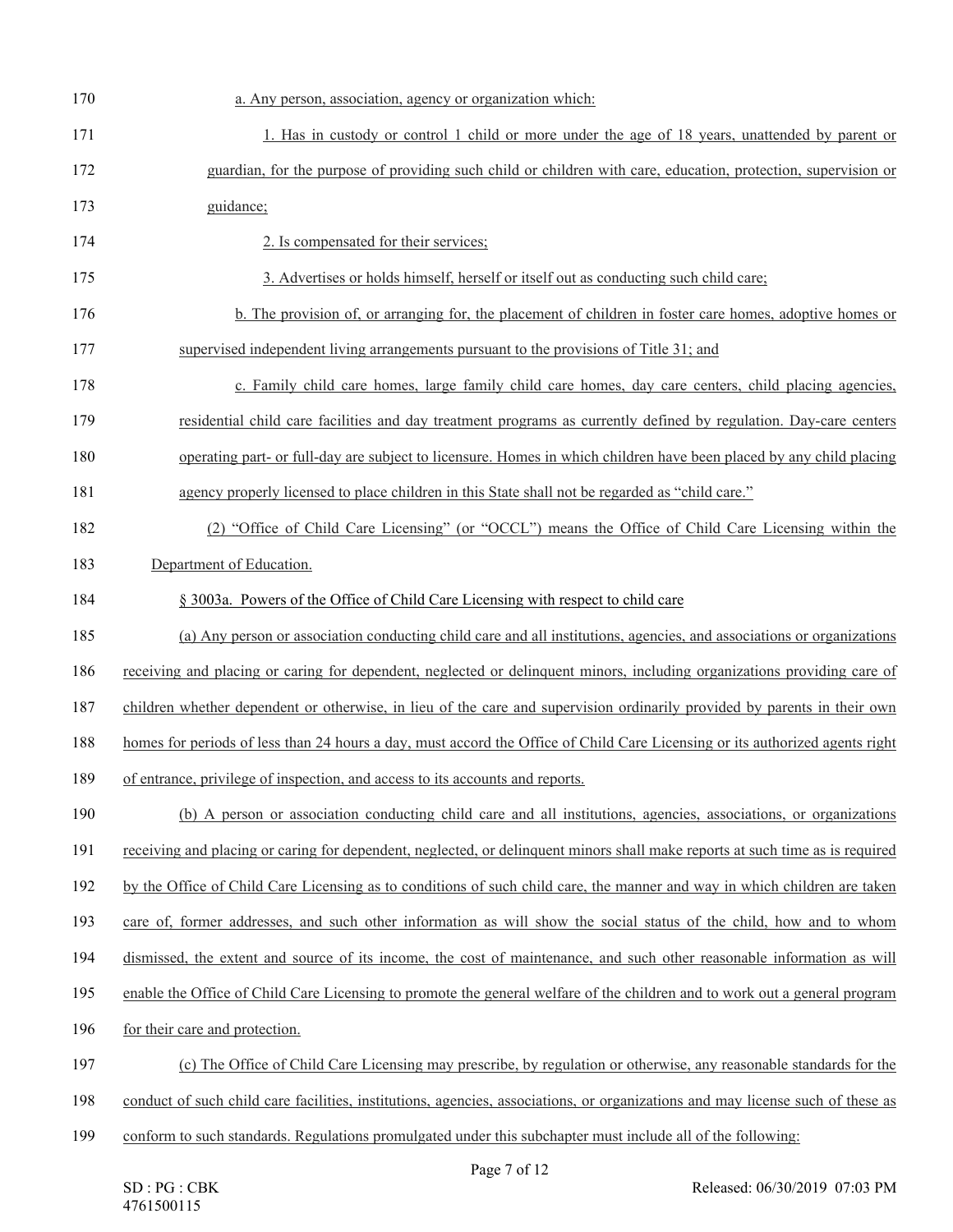a. Any person, association, agency or organization which:

1. Has in custody or control 1 child or more under the age of 18 years, unattended by parent or guardian, for the purpose of providing such child or children with care, education, protection, supervision or guidance;

2. Is compensated for their services;

3. Advertises or holds himself, herself or itself out as conducting such child care;

b. The provision of, or arranging for, the placement of children in foster care homes, adoptive homes or supervised independent living arrangements pursuant to the provisions of Title 31; and

c. Family child care homes, large family child care homes, day care centers, child placing agencies, residential child care facilities and day treatment programs as currently defined by regulation. Day-care centers operating part- or full-day are subject to licensure. Homes in which children have been placed by any child placing agency properly licensed to place children in this State shall not be regarded as "child care."

(2) "Office of Child Care Licensing" (or "OCCL") means the Office of Child Care Licensing within the Department of Education.

§ 3003a. Powers of the Office of Child Care Licensing with respect to child care

(a) Any person or association conducting child care and all institutions, agencies, and associations or organizations receiving and placing or caring for dependent, neglected or delinquent minors, including organizations providing care of children whether dependent or otherwise, in lieu of the care and supervision ordinarily provided by parents in their own homes for periods of less than 24 hours a day, must accord the Office of Child Care Licensing or its authorized agents right of entrance, privilege of inspection, and access to its accounts and reports.

(b) A person or association conducting child care and all institutions, agencies, associations, or organizations receiving and placing or caring for dependent, neglected, or delinquent minors shall make reports at such time as is required by the Office of Child Care Licensing as to conditions of such child care, the manner and way in which children are taken care of, former addresses, and such other information as will show the social status of the child, how and to whom dismissed, the extent and source of its income, the cost of maintenance, and such other reasonable information as will enable the Office of Child Care Licensing to promote the general welfare of the children and to work out a general program for their care and protection.

(c) The Office of Child Care Licensing may prescribe, by regulation or otherwise, any reasonable standards for the conduct of such child care facilities, institutions, agencies, associations, or organizations and may license such of these as conform to such standards. Regulations promulgated under this subchapter must include all of the following: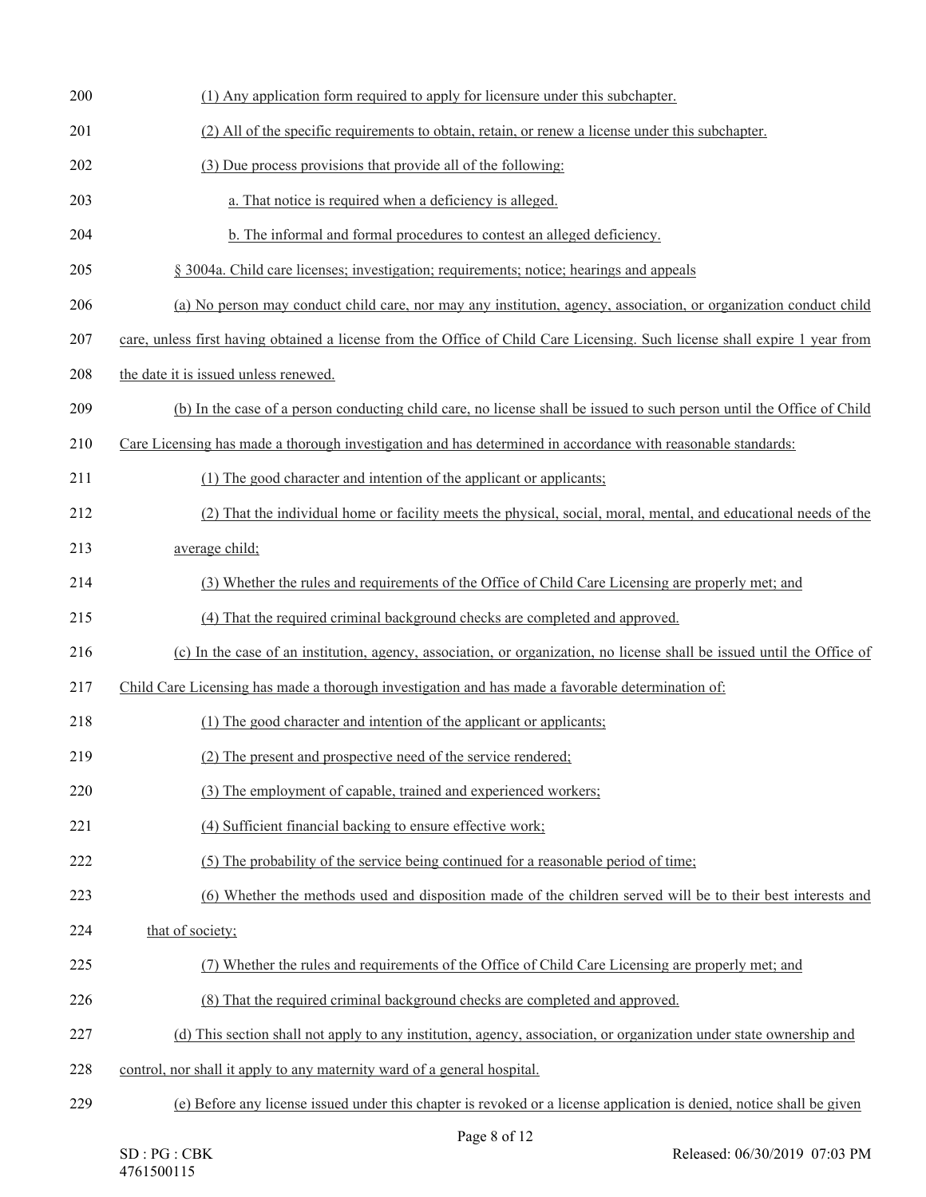(1) Any application form required to apply for licensure under this subchapter.

(2) All of the specific requirements to obtain, retain, or renew a license under this subchapter.

(3) Due process provisions that provide all of the following:

a. That notice is required when a deficiency is alleged.

b. The informal and formal procedures to contest an alleged deficiency.

§ 3004a. Child care licenses; investigation; requirements; notice; hearings and appeals

(a) No person may conduct child care, nor may any institution, agency, association, or organization conduct child care, unless first having obtained a license from the Office of Child Care Licensing. Such license shall expire 1 year from the date it is issued unless renewed.

(b) In the case of a person conducting child care, no license shall be issued to such person until the Office of Child Care Licensing has made a thorough investigation and has determined in accordance with reasonable standards:

(1) The good character and intention of the applicant or applicants;

(2) That the individual home or facility meets the physical, social, moral, mental, and educational needs of the average child;

(3) Whether the rules and requirements of the Office of Child Care Licensing are properly met; and

(4) That the required criminal background checks are completed and approved.

(c) In the case of an institution, agency, association, or organization, no license shall be issued until the Office of Child Care Licensing has made a thorough investigation and has made a favorable determination of:

(1) The good character and intention of the applicant or applicants;

(2) The present and prospective need of the service rendered;

(3) The employment of capable, trained and experienced workers;

(4) Sufficient financial backing to ensure effective work;

(5) The probability of the service being continued for a reasonable period of time;

(6) Whether the methods used and disposition made of the children served will be to their best interests and that of society;

(7) Whether the rules and requirements of the Office of Child Care Licensing are properly met; and

(8) That the required criminal background checks are completed and approved.

(d) This section shall not apply to any institution, agency, association, or organization under state ownership and control, nor shall it apply to any maternity ward of a general hospital.

(e) Before any license issued under this chapter is revoked or a license application is denied, notice shall be given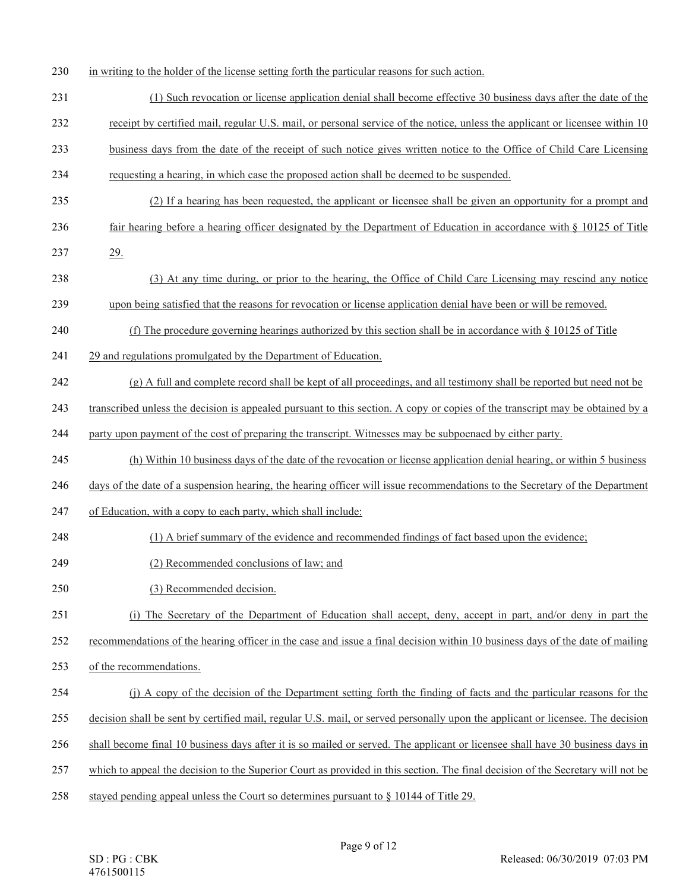in writing to the holder of the license setting forth the particular reasons for such action.

(1) Such revocation or license application denial shall become effective 30 business days after the date of the receipt by certified mail, regular U.S. mail, or personal service of the notice, unless the applicant or licensee within 10 business days from the date of the receipt of such notice gives written notice to the Office of Child Care Licensing requesting a hearing, in which case the proposed action shall be deemed to be suspended.

(2) If a hearing has been requested, the applicant or licensee shall be given an opportunity for a prompt and fair hearing before a hearing officer designated by the Department of Education in accordance with § 10125 of Title 29.

(3) At any time during, or prior to the hearing, the Office of Child Care Licensing may rescind any notice upon being satisfied that the reasons for revocation or license application denial have been or will be removed.

(f) The procedure governing hearings authorized by this section shall be in accordance with § 10125 of Title 29 and regulations promulgated by the Department of Education.

(g) A full and complete record shall be kept of all proceedings, and all testimony shall be reported but need not be transcribed unless the decision is appealed pursuant to this section. A copy or copies of the transcript may be obtained by a party upon payment of the cost of preparing the transcript. Witnesses may be subpoenaed by either party.

(h) Within 10 business days of the date of the revocation or license application denial hearing, or within 5 business days of the date of a suspension hearing, the hearing officer will issue recommendations to the Secretary of the Department of Education, with a copy to each party, which shall include:

(1) A brief summary of the evidence and recommended findings of fact based upon the evidence;

(2) Recommended conclusions of law; and

(3) Recommended decision.

(i) The Secretary of the Department of Education shall accept, deny, accept in part, and/or deny in part the recommendations of the hearing officer in the case and issue a final decision within 10 business days of the date of mailing of the recommendations.

(j) A copy of the decision of the Department setting forth the finding of facts and the particular reasons for the decision shall be sent by certified mail, regular U.S. mail, or served personally upon the applicant or licensee. The decision shall become final 10 business days after it is so mailed or served. The applicant or licensee shall have 30 business days in which to appeal the decision to the Superior Court as provided in this section. The final decision of the Secretary will not be stayed pending appeal unless the Court so determines pursuant to § 10144 of Title 29.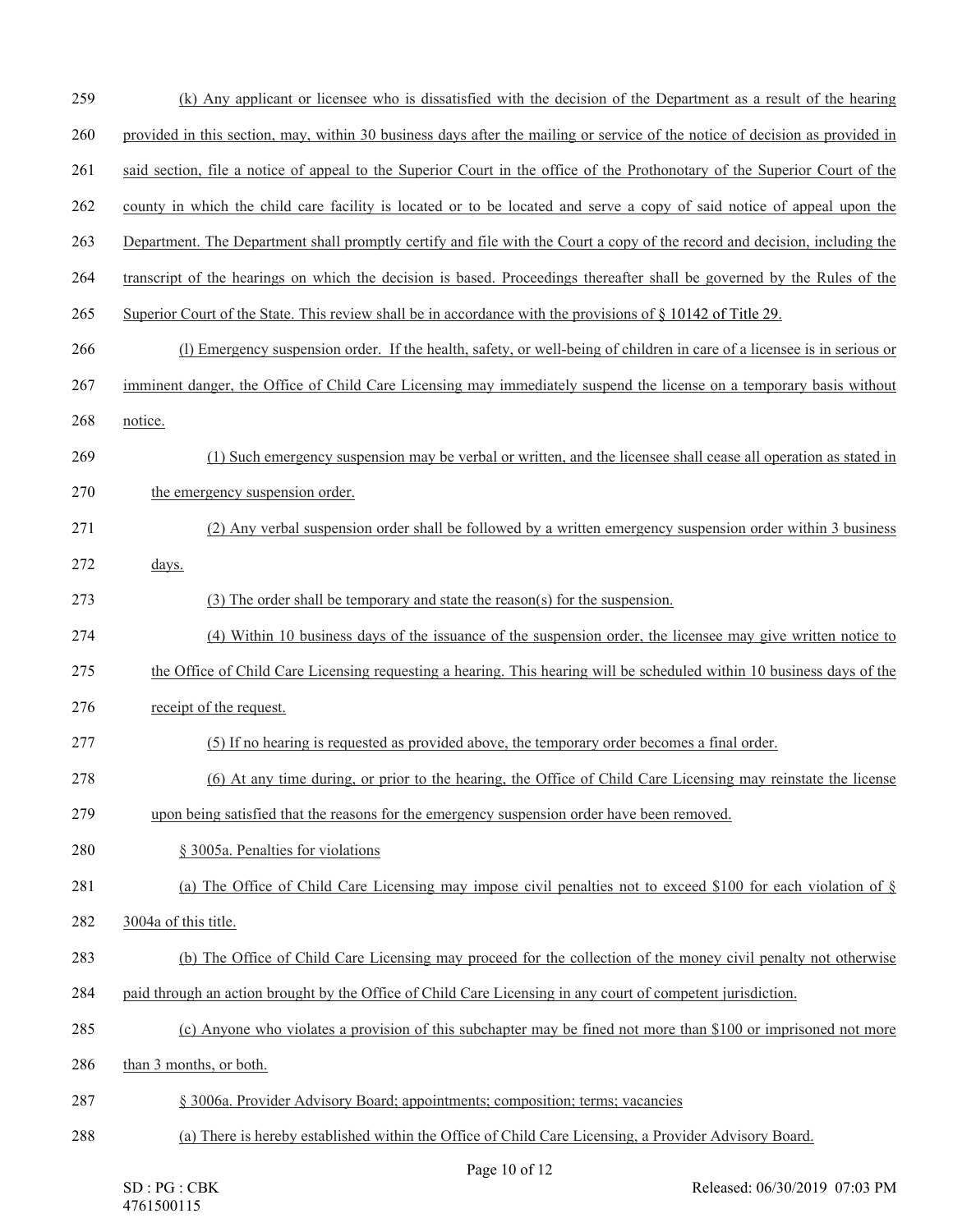(k) Any applicant or licensee who is dissatisfied with the decision of the Department as a result of the hearing provided in this section, may, within 30 business days after the mailing or service of the notice of decision as provided in said section, file a notice of appeal to the Superior Court in the office of the Prothonotary of the Superior Court of the county in which the child care facility is located or to be located and serve a copy of said notice of appeal upon the Department. The Department shall promptly certify and file with the Court a copy of the record and decision, including the transcript of the hearings on which the decision is based. Proceedings thereafter shall be governed by the Rules of the Superior Court of the State. This review shall be in accordance with the provisions of § 10142 of Title 29.

(l) Emergency suspension order. If the health, safety, or well-being of children in care of a licensee is in serious or imminent danger, the Office of Child Care Licensing may immediately suspend the license on a temporary basis without notice.

(1) Such emergency suspension may be verbal or written, and the licensee shall cease all operation as stated in the emergency suspension order.

(2) Any verbal suspension order shall be followed by a written emergency suspension order within 3 business days.

(3) The order shall be temporary and state the reason(s) for the suspension.

(4) Within 10 business days of the issuance of the suspension order, the licensee may give written notice to the Office of Child Care Licensing requesting a hearing. This hearing will be scheduled within 10 business days of the receipt of the request.

(5) If no hearing is requested as provided above, the temporary order becomes a final order.

(6) At any time during, or prior to the hearing, the Office of Child Care Licensing may reinstate the license upon being satisfied that the reasons for the emergency suspension order have been removed.

§ 3005a. Penalties for violations

(a) The Office of Child Care Licensing may impose civil penalties not to exceed $100 for each violation of § 3004a of this title.

(b) The Office of Child Care Licensing may proceed for the collection of the money civil penalty not otherwise paid through an action brought by the Office of Child Care Licensing in any court of competent jurisdiction.

(c) Anyone who violates a provision of this subchapter may be fined not more than $100 or imprisoned not more than 3 months, or both.

§ 3006a. Provider Advisory Board; appointments; composition; terms; vacancies

(a) There is hereby established within the Office of Child Care Licensing, a Provider Advisory Board.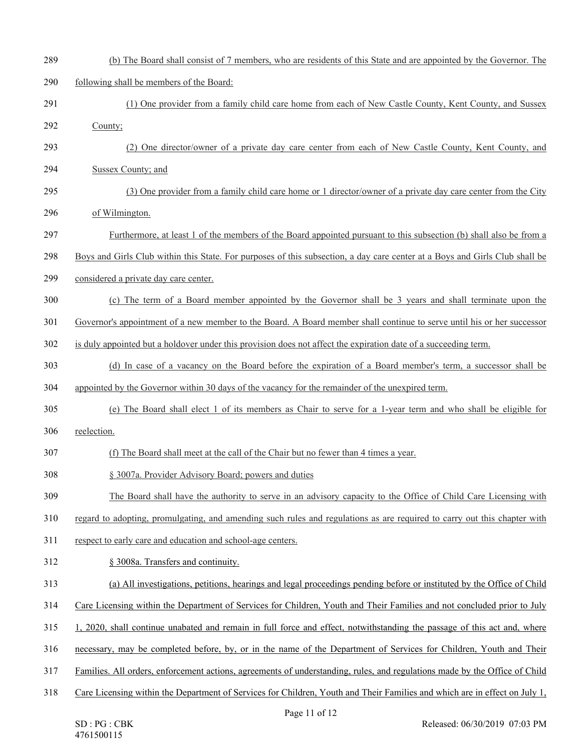(b) The Board shall consist of 7 members, who are residents of this State and are appointed by the Governor. The following shall be members of the Board:

(1) One provider from a family child care home from each of New Castle County, Kent County, and Sussex County;

(2) One director/owner of a private day care center from each of New Castle County, Kent County, and Sussex County; and

(3) One provider from a family child care home or 1 director/owner of a private day care center from the City of Wilmington.

Furthermore, at least 1 of the members of the Board appointed pursuant to this subsection (b) shall also be from a Boys and Girls Club within this State. For purposes of this subsection, a day care center at a Boys and Girls Club shall be considered a private day care center.

(c) The term of a Board member appointed by the Governor shall be 3 years and shall terminate upon the Governor's appointment of a new member to the Board. A Board member shall continue to serve until his or her successor is duly appointed but a holdover under this provision does not affect the expiration date of a succeeding term.

(d) In case of a vacancy on the Board before the expiration of a Board member's term, a successor shall be appointed by the Governor within 30 days of the vacancy for the remainder of the unexpired term.

(e) The Board shall elect 1 of its members as Chair to serve for a 1-year term and who shall be eligible for reelection.

(f) The Board shall meet at the call of the Chair but no fewer than 4 times a year.

§ 3007a. Provider Advisory Board; powers and duties

The Board shall have the authority to serve in an advisory capacity to the Office of Child Care Licensing with regard to adopting, promulgating, and amending such rules and regulations as are required to carry out this chapter with respect to early care and education and school-age centers.

§ 3008a. Transfers and continuity.

(a) All investigations, petitions, hearings and legal proceedings pending before or instituted by the Office of Child Care Licensing within the Department of Services for Children, Youth and Their Families and not concluded prior to July 1, 2020, shall continue unabated and remain in full force and effect, notwithstanding the passage of this act and, where necessary, may be completed before, by, or in the name of the Department of Services for Children, Youth and Their Families. All orders, enforcement actions, agreements of understanding, rules, and regulations made by the Office of Child Care Licensing within the Department of Services for Children, Youth and Their Families and which are in effect on July 1,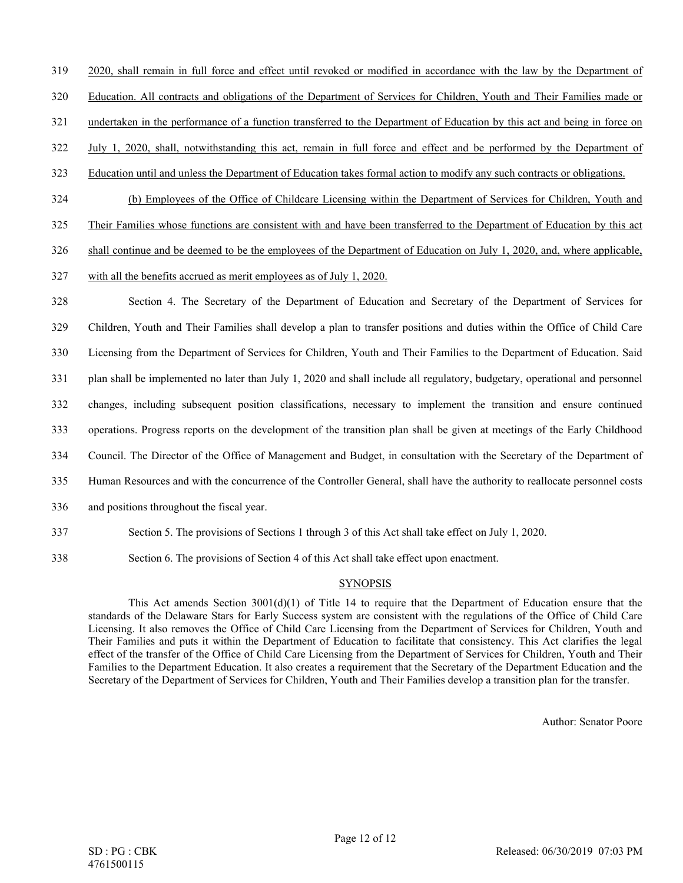2020, shall remain in full force and effect until revoked or modified in accordance with the law by the Department of Education. All contracts and obligations of the Department of Services for Children, Youth and Their Families made or undertaken in the performance of a function transferred to the Department of Education by this act and being in force on July 1, 2020, shall, notwithstanding this act, remain in full force and effect and be performed by the Department of Education until and unless the Department of Education takes formal action to modify any such contracts or obligations.

(b) Employees of the Office of Childcare Licensing within the Department of Services for Children, Youth and Their Families whose functions are consistent with and have been transferred to the Department of Education by this act shall continue and be deemed to be the employees of the Department of Education on July 1, 2020, and, where applicable, with all the benefits accrued as merit employees as of July 1, 2020.

Section 4. The Secretary of the Department of Education and Secretary of the Department of Services for Children, Youth and Their Families shall develop a plan to transfer positions and duties within the Office of Child Care Licensing from the Department of Services for Children, Youth and Their Families to the Department of Education. Said plan shall be implemented no later than July 1, 2020 and shall include all regulatory, budgetary, operational and personnel changes, including subsequent position classifications, necessary to implement the transition and ensure continued operations. Progress reports on the development of the transition plan shall be given at meetings of the Early Childhood Council. The Director of the Office of Management and Budget, in consultation with the Secretary of the Department of Human Resources and with the concurrence of the Controller General, shall have the authority to reallocate personnel costs and positions throughout the fiscal year.

Section 5. The provisions of Sections 1 through 3 of this Act shall take effect on July 1, 2020.

Section 6. The provisions of Section 4 of this Act shall take effect upon enactment.

## SYNOPSIS

This Act amends Section 3001(d)(1) of Title 14 to require that the Department of Education ensure that the standards of the Delaware Stars for Early Success system are consistent with the regulations of the Office of Child Care Licensing. It also removes the Office of Child Care Licensing from the Department of Services for Children, Youth and Their Families and puts it within the Department of Education to facilitate that consistency. This Act clarifies the legal effect of the transfer of the Office of Child Care Licensing from the Department of Services for Children, Youth and Their Families to the Department Education. It also creates a requirement that the Secretary of the Department Education and the Secretary of the Department of Services for Children, Youth and Their Families develop a transition plan for the transfer.

Author: Senator Poore

SD : PG : CBK
4761500115

Released: 06/30/2019 07:03 PM